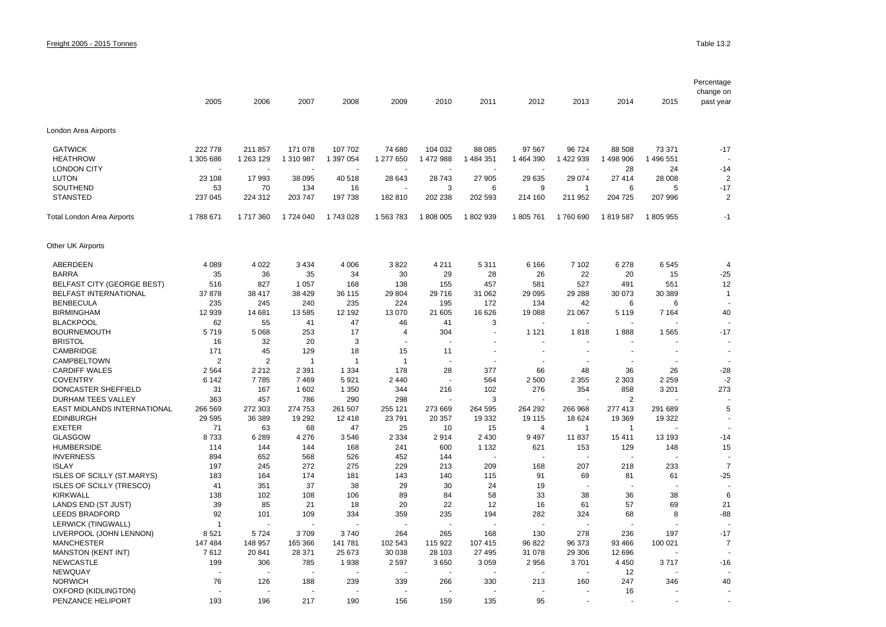Freight 2005 - 2015 Tonnes

Table 13.2

| | 2005 | 2006 | 2007 | 2008 | 2009 | 2010 | 2011 | 2012 | 2013 | 2014 | 2015 | Percentage change on past year |
|---|---|---|---|---|---|---|---|---|---|---|---|---|
| **London Area Airports** | | | | | | | | | | | | |
| GATWICK | 222 778 | 211 857 | 171 078 | 107 702 | 74 680 | 104 032 | 88 085 | 97 567 | 96 724 | 88 508 | 73 371 | -17 |
| HEATHROW | 1 305 686 | 1 263 129 | 1 310 987 | 1 397 054 | 1 277 650 | 1 472 988 | 1 484 351 | 1 464 390 | 1 422 939 | 1 498 906 | 1 496 551 | - |
| LONDON CITY | - | - | - | - | - | - | - | - | - | 28 | 24 | -14 |
| LUTON | 23 108 | 17 993 | 38 095 | 40 518 | 28 643 | 28 743 | 27 905 | 29 635 | 29 074 | 27 414 | 28 008 | 2 |
| SOUTHEND | 53 | 70 | 134 | 16 | - | 3 | 6 | 9 | 1 | 6 | 5 | -17 |
| STANSTED | 237 045 | 224 312 | 203 747 | 197 738 | 182 810 | 202 238 | 202 593 | 214 160 | 211 952 | 204 725 | 207 996 | 2 |
| Total London Area Airports | 1 788 671 | 1 717 360 | 1 724 040 | 1 743 028 | 1 563 783 | 1 808 005 | 1 802 939 | 1 805 761 | 1 760 690 | 1 819 587 | 1 805 955 | -1 |
| **Other UK Airports** | | | | | | | | | | | | |
| ABERDEEN | 4 089 | 4 022 | 3 434 | 4 006 | 3 822 | 4 211 | 5 311 | 6 166 | 7 102 | 6 278 | 6 545 | 4 |
| BARRA | 35 | 36 | 35 | 34 | 30 | 29 | 28 | 26 | 22 | 20 | 15 | -25 |
| BELFAST CITY (GEORGE BEST) | 516 | 827 | 1 057 | 168 | 138 | 155 | 457 | 581 | 527 | 491 | 551 | 12 |
| BELFAST INTERNATIONAL | 37 878 | 38 417 | 38 429 | 36 115 | 29 804 | 29 716 | 31 062 | 29 095 | 29 288 | 30 073 | 30 389 | 1 |
| BENBECULA | 235 | 245 | 240 | 235 | 224 | 195 | 172 | 134 | 42 | 6 | 6 | - |
| BIRMINGHAM | 12 939 | 14 681 | 13 585 | 12 192 | 13 070 | 21 605 | 16 626 | 19 088 | 21 067 | 5 119 | 7 164 | 40 |
| BLACKPOOL | 62 | 55 | 41 | 47 | 46 | 41 | 3 | - | - | - | - | - |
| BOURNEMOUTH | 5 719 | 5 068 | 253 | 17 | 4 | 304 | - | 1 121 | 1 818 | 1 888 | 1 565 | -17 |
| BRISTOL | 16 | 32 | 20 | 3 | - | - | - | - | - | - | - | - |
| CAMBRIDGE | 171 | 45 | 129 | 18 | 15 | 11 | - | - | - | - | - | - |
| CAMPBELTOWN | 2 | 2 | 1 | 1 | 1 | - | - | - | - | - | - | - |
| CARDIFF WALES | 2 564 | 2 212 | 2 391 | 1 334 | 178 | 28 | 377 | 66 | 48 | 36 | 26 | -28 |
| COVENTRY | 6 142 | 7 785 | 7 469 | 5 921 | 2 440 | - | 564 | 2 500 | 2 355 | 2 303 | 2 259 | -2 |
| DONCASTER SHEFFIELD | 31 | 167 | 1 602 | 1 350 | 344 | 216 | 102 | 276 | 354 | 858 | 3 201 | 273 |
| DURHAM TEES VALLEY | 363 | 457 | 786 | 290 | 298 | - | 3 | - | - | 2 | - | - |
| EAST MIDLANDS INTERNATIONAL | 266 569 | 272 303 | 274 753 | 261 507 | 255 121 | 273 669 | 264 595 | 264 292 | 266 968 | 277 413 | 291 689 | 5 |
| EDINBURGH | 29 595 | 36 389 | 19 292 | 12 418 | 23 791 | 20 357 | 19 332 | 19 115 | 18 624 | 19 369 | 19 322 | - |
| EXETER | 71 | 63 | 68 | 47 | 25 | 10 | 15 | 4 | 1 | 1 | - | - |
| GLASGOW | 8 733 | 6 289 | 4 276 | 3 546 | 2 334 | 2 914 | 2 430 | 9 497 | 11 837 | 15 411 | 13 193 | -14 |
| HUMBERSIDE | 114 | 144 | 144 | 168 | 241 | 600 | 1 132 | 621 | 153 | 129 | 148 | 15 |
| INVERNESS | 894 | 652 | 568 | 526 | 452 | 144 | - | - | - | - | - | - |
| ISLAY | 197 | 245 | 272 | 275 | 229 | 213 | 209 | 168 | 207 | 218 | 233 | 7 |
| ISLES OF SCILLY (ST.MARYS) | 183 | 164 | 174 | 181 | 143 | 140 | 115 | 91 | 69 | 81 | 61 | -25 |
| ISLES OF SCILLY (TRESCO) | 41 | 351 | 37 | 38 | 29 | 30 | 24 | 19 | - | - | - | - |
| KIRKWALL | 138 | 102 | 108 | 106 | 89 | 84 | 58 | 33 | 38 | 36 | 38 | 6 |
| LANDS END (ST JUST) | 39 | 85 | 21 | 18 | 20 | 22 | 12 | 16 | 61 | 57 | 69 | 21 |
| LEEDS BRADFORD | 92 | 101 | 109 | 334 | 359 | 235 | 194 | 282 | 324 | 68 | 8 | -88 |
| LERWICK (TINGWALL) | 1 | - | - | - | - | - | - | - | - | - | - | - |
| LIVERPOOL (JOHN LENNON) | 8 521 | 5 724 | 3 709 | 3 740 | 264 | 265 | 168 | 130 | 278 | 236 | 197 | -17 |
| MANCHESTER | 147 484 | 148 957 | 165 366 | 141 781 | 102 543 | 115 922 | 107 415 | 96 822 | 96 373 | 93 466 | 100 021 | 7 |
| MANSTON (KENT INT) | 7 612 | 20 841 | 28 371 | 25 673 | 30 038 | 28 103 | 27 495 | 31 078 | 29 306 | 12 696 | - | - |
| NEWCASTLE | 199 | 306 | 785 | 1 938 | 2 597 | 3 650 | 3 059 | 2 956 | 3 701 | 4 450 | 3 717 | -16 |
| NEWQUAY | - | - | - | - | - | - | - | - | - | 12 | - | - |
| NORWICH | 76 | 126 | 188 | 239 | 339 | 266 | 330 | 213 | 160 | 247 | 346 | 40 |
| OXFORD (KIDLINGTON) | - | - | - | - | - | - | - | - | - | 16 | - | - |
| PENZANCE HELIPORT | 193 | 196 | 217 | 190 | 156 | 159 | 135 | 95 | - | - | - | - |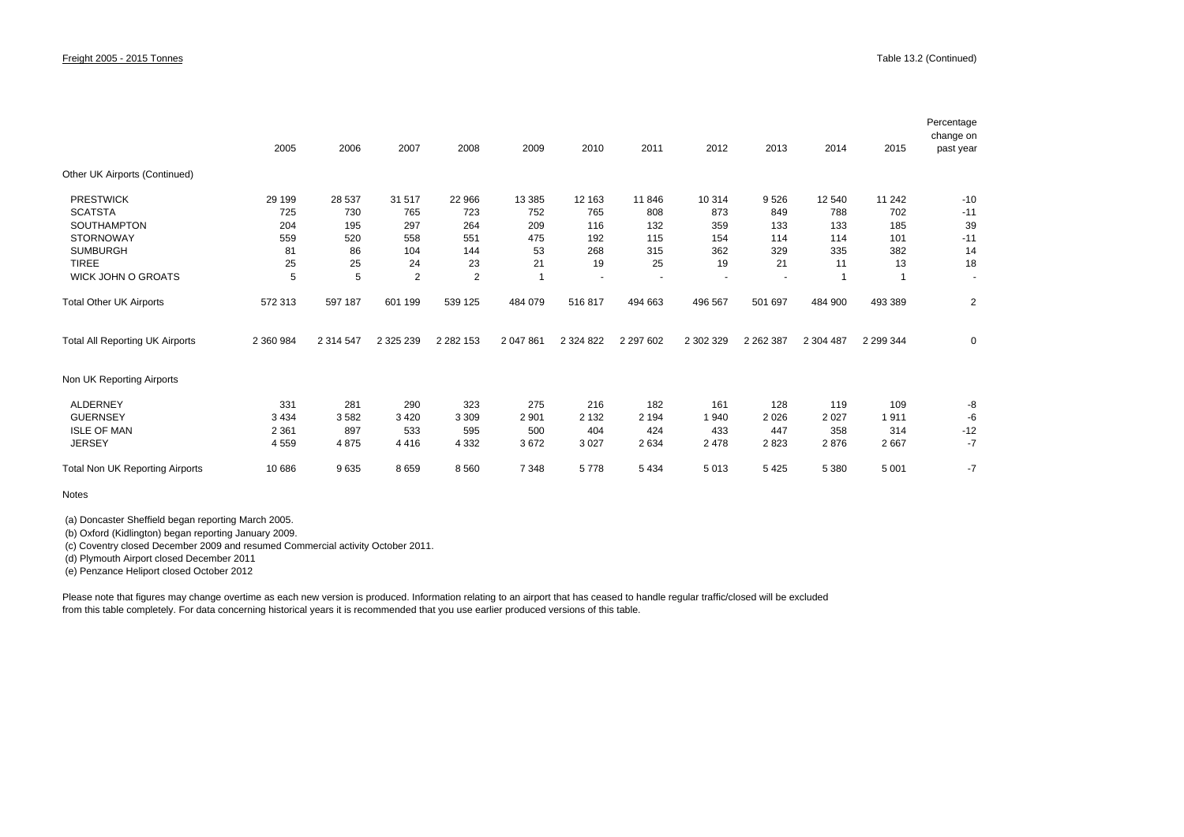Freight 2005 - 2015 Tonnes

Table 13.2 (Continued)

| | 2005 | 2006 | 2007 | 2008 | 2009 | 2010 | 2011 | 2012 | 2013 | 2014 | 2015 | Percentage change on past year |
|---|---|---|---|---|---|---|---|---|---|---|---|---|
| Other UK Airports (Continued) | | | | | | | | | | | | |
| PRESTWICK | 29 199 | 28 537 | 31 517 | 22 966 | 13 385 | 12 163 | 11 846 | 10 314 | 9 526 | 12 540 | 11 242 | -10 |
| SCATSTA | 725 | 730 | 765 | 723 | 752 | 765 | 808 | 873 | 849 | 788 | 702 | -11 |
| SOUTHAMPTON | 204 | 195 | 297 | 264 | 209 | 116 | 132 | 359 | 133 | 133 | 185 | 39 |
| STORNOWAY | 559 | 520 | 558 | 551 | 475 | 192 | 115 | 154 | 114 | 114 | 101 | -11 |
| SUMBURGH | 81 | 86 | 104 | 144 | 53 | 268 | 315 | 362 | 329 | 335 | 382 | 14 |
| TIREE | 25 | 25 | 24 | 23 | 21 | 19 | 25 | 19 | 21 | 11 | 13 | 18 |
| WICK JOHN O GROATS | 5 | 5 | 2 | 2 | 1 | - | - | - | - | 1 | 1 | - |
| Total Other UK Airports | 572 313 | 597 187 | 601 199 | 539 125 | 484 079 | 516 817 | 494 663 | 496 567 | 501 697 | 484 900 | 493 389 | 2 |
| Total All Reporting UK Airports | 2 360 984 | 2 314 547 | 2 325 239 | 2 282 153 | 2 047 861 | 2 324 822 | 2 297 602 | 2 302 329 | 2 262 387 | 2 304 487 | 2 299 344 | 0 |
| Non UK Reporting Airports | | | | | | | | | | | | |
| ALDERNEY | 331 | 281 | 290 | 323 | 275 | 216 | 182 | 161 | 128 | 119 | 109 | -8 |
| GUERNSEY | 3 434 | 3 582 | 3 420 | 3 309 | 2 901 | 2 132 | 2 194 | 1 940 | 2 026 | 2 027 | 1 911 | -6 |
| ISLE OF MAN | 2 361 | 897 | 533 | 595 | 500 | 404 | 424 | 433 | 447 | 358 | 314 | -12 |
| JERSEY | 4 559 | 4 875 | 4 416 | 4 332 | 3 672 | 3 027 | 2 634 | 2 478 | 2 823 | 2 876 | 2 667 | -7 |
| Total Non UK Reporting Airports | 10 686 | 9 635 | 8 659 | 8 560 | 7 348 | 5 778 | 5 434 | 5 013 | 5 425 | 5 380 | 5 001 | -7 |

Notes

(a) Doncaster Sheffield began reporting March 2005.

(b) Oxford (Kidlington) began reporting January 2009.

(c) Coventry closed December 2009 and resumed Commercial activity October 2011.

(d) Plymouth Airport closed December 2011

(e) Penzance Heliport closed October 2012

Please note that figures may change overtime as each new version is produced. Information relating to an airport that has ceased to handle regular traffic/closed will be excluded from this table completely. For data concerning historical years it is recommended that you use earlier produced versions of this table.